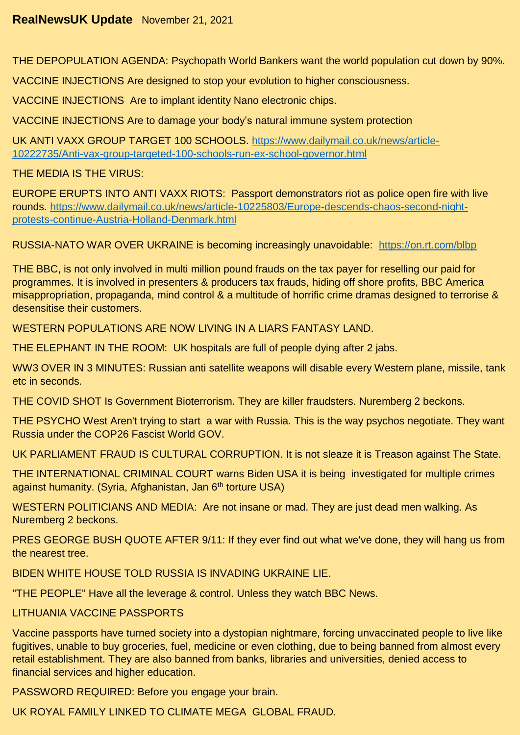**RealNewsUK Update** November 21, 2021

THE DEPOPULATION AGENDA: Psychopath World Bankers want the world population cut down by 90%.

VACCINE INJECTIONS Are designed to stop your evolution to higher consciousness.

VACCINE INJECTIONS Are to implant identity Nano electronic chips.

VACCINE INJECTIONS Are to damage your body's natural immune system protection

UK ANTI VAXX GROUP TARGET 100 SCHOOLS. [https://www.dailymail.co.uk/news/article-10222735/Anti-vax-group-targeted-100-schools-run-ex-school-governor.html](https://www.dailymail.co.uk/news/article-10222735/Anti-vax-group-targeted-100-schools-run-ex-school-governor.html)

THE MEDIA IS THE VIRUS:

EUROPE ERUPTS INTO ANTI VAXX RIOTS: Passport demonstrators riot as police open fire with live rounds. [https://www.dailymail.co.uk/news/article-10225803/Europe-descends-chaos-second-night-protests-continue-Austria-Holland-Denmark.html](https://www.dailymail.co.uk/news/article-10225803/Europe-descends-chaos-second-night-protests-continue-Austria-Holland-Denmark.html)

RUSSIA-NATO WAR OVER UKRAINE is becoming increasingly unavoidable: [https://on.rt.com/blbp](https://on.rt.com/blbp)

THE BBC, is not only involved in multi million pound frauds on the tax payer for reselling our paid for programmes. It is involved in presenters & producers tax frauds, hiding off shore profits, BBC America misappropriation, propaganda, mind control & a multitude of horrific crime dramas designed to terrorise & desensitise their customers.

WESTERN POPULATIONS ARE NOW LIVING IN A LIARS FANTASY LAND.

THE ELEPHANT IN THE ROOM: UK hospitals are full of people dying after 2 jabs.

WW3 OVER IN 3 MINUTES: Russian anti satellite weapons will disable every Western plane, missile, tank etc in seconds.

THE COVID SHOT Is Government Bioterrorism. They are killer fraudsters. Nuremberg 2 beckons.

THE PSYCHO West Aren't trying to start a war with Russia. This is the way psychos negotiate. They want Russia under the COP26 Fascist World GOV.

UK PARLIAMENT FRAUD IS CULTURAL CORRUPTION. It is not sleaze it is Treason against The State.

THE INTERNATIONAL CRIMINAL COURT warns Biden USA it is being investigated for multiple crimes against humanity. (Syria, Afghanistan, Jan 6th torture USA)

WESTERN POLITICIANS AND MEDIA: Are not insane or mad. They are just dead men walking. As Nuremberg 2 beckons.

PRES GEORGE BUSH QUOTE AFTER 9/11: If they ever find out what we've done, they will hang us from the nearest tree.

BIDEN WHITE HOUSE TOLD RUSSIA IS INVADING UKRAINE LIE.

"THE PEOPLE" Have all the leverage & control. Unless they watch BBC News.

LITHUANIA VACCINE PASSPORTS

Vaccine passports have turned society into a dystopian nightmare, forcing unvaccinated people to live like fugitives, unable to buy groceries, fuel, medicine or even clothing, due to being banned from almost every retail establishment. They are also banned from banks, libraries and universities, denied access to financial services and higher education.

PASSWORD REQUIRED: Before you engage your brain.

UK ROYAL FAMILY LINKED TO CLIMATE MEGA GLOBAL FRAUD.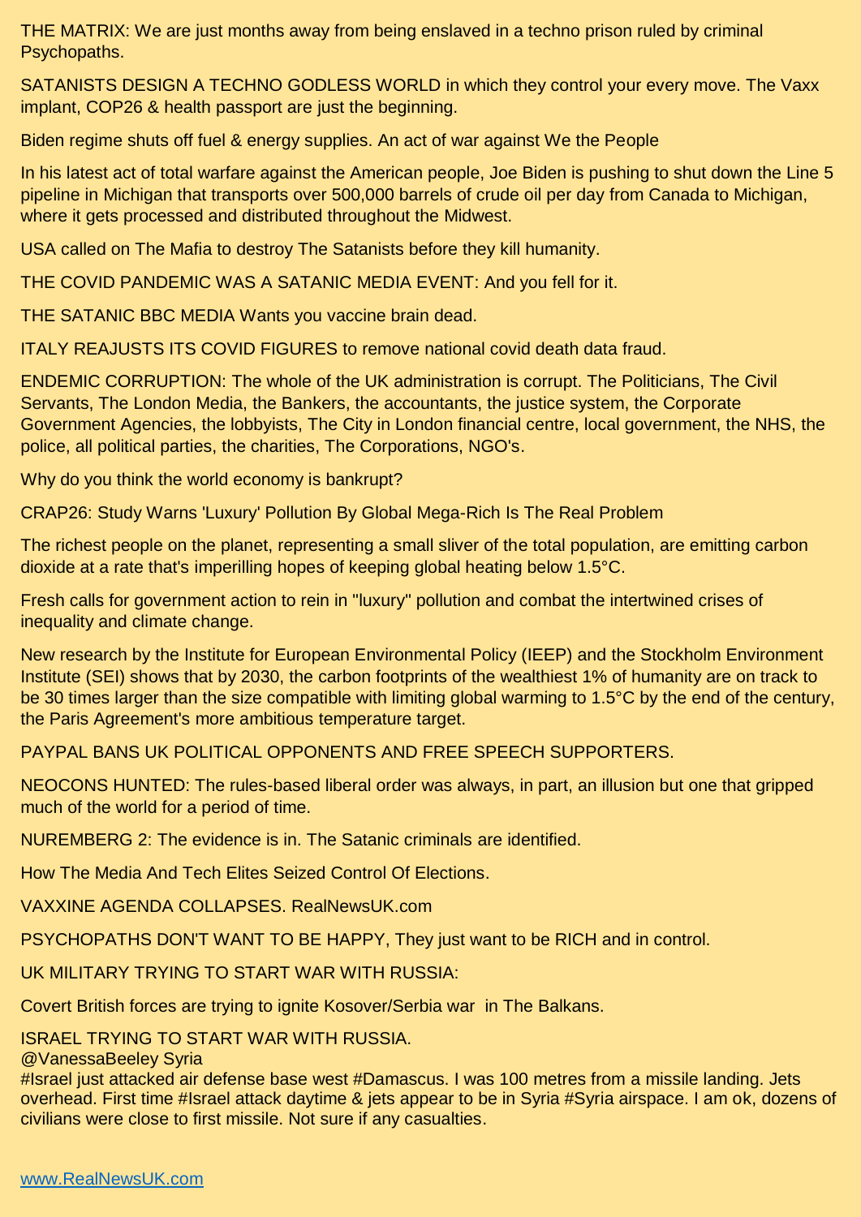THE MATRIX: We are just months away from being enslaved in a techno prison ruled by criminal Psychopaths.

SATANISTS DESIGN A TECHNO GODLESS WORLD in which they control your every move. The Vaxx implant, COP26 & health passport are just the beginning.

Biden regime shuts off fuel & energy supplies. An act of war against We the People

In his latest act of total warfare against the American people, Joe Biden is pushing to shut down the Line 5 pipeline in Michigan that transports over 500,000 barrels of crude oil per day from Canada to Michigan, where it gets processed and distributed throughout the Midwest.

USA called on The Mafia to destroy The Satanists before they kill humanity.

THE COVID PANDEMIC WAS A SATANIC MEDIA EVENT: And you fell for it.

THE SATANIC BBC MEDIA Wants you vaccine brain dead.

ITALY REAJUSTS ITS COVID FIGURES to remove national covid death data fraud.

ENDEMIC CORRUPTION: The whole of the UK administration is corrupt. The Politicians, The Civil Servants, The London Media, the Bankers, the accountants, the justice system, the Corporate Government Agencies, the lobbyists, The City in London financial centre, local government, the NHS, the police, all political parties, the charities, The Corporations, NGO's.

Why do you think the world economy is bankrupt?

CRAP26: Study Warns 'Luxury' Pollution By Global Mega-Rich Is The Real Problem

The richest people on the planet, representing a small sliver of the total population, are emitting carbon dioxide at a rate that's imperilling hopes of keeping global heating below 1.5°C.

Fresh calls for government action to rein in "luxury" pollution and combat the intertwined crises of inequality and climate change.

New research by the Institute for European Environmental Policy (IEEP) and the Stockholm Environment Institute (SEI) shows that by 2030, the carbon footprints of the wealthiest 1% of humanity are on track to be 30 times larger than the size compatible with limiting global warming to 1.5°C by the end of the century, the Paris Agreement's more ambitious temperature target.

PAYPAL BANS UK POLITICAL OPPONENTS AND FREE SPEECH SUPPORTERS.

NEOCONS HUNTED: The rules-based liberal order was always, in part, an illusion but one that gripped much of the world for a period of time.

NUREMBERG 2: The evidence is in. The Satanic criminals are identified.

How The Media And Tech Elites Seized Control Of Elections.

VAXXINE AGENDA COLLAPSES. RealNewsUK.com

PSYCHOPATHS DON'T WANT TO BE HAPPY, They just want to be RICH and in control.

UK MILITARY TRYING TO START WAR WITH RUSSIA:

Covert British forces are trying to ignite Kosover/Serbia war in The Balkans.

ISRAEL TRYING TO START WAR WITH RUSSIA.
@VanessaBeeley Syria
#Israel just attacked air defense base west #Damascus. I was 100 metres from a missile landing. Jets overhead. First time #Israel attack daytime & jets appear to be in Syria #Syria airspace. I am ok, dozens of civilians were close to first missile. Not sure if any casualties.

[www.RealNewsUK.com](http://www.RealNewsUK.com)